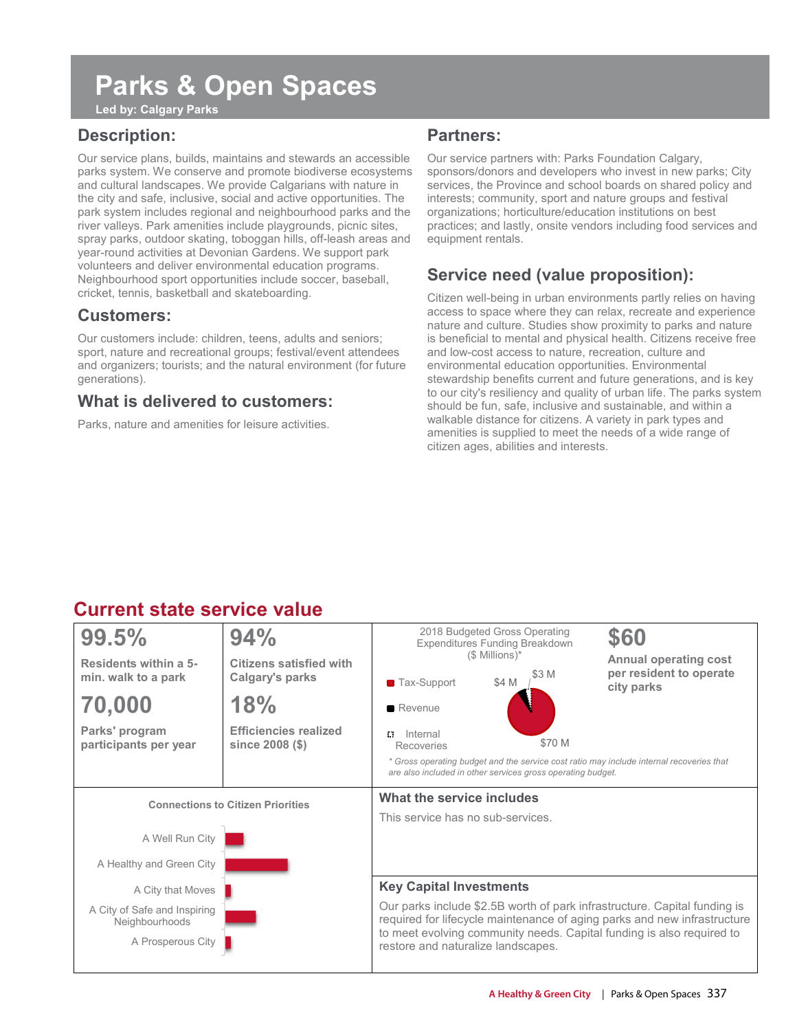# Parks & Open Spaces

**Led by: Calgary Parks**

## Description:

Our service plans, builds, maintains and stewards an accessible parks system. We conserve and promote biodiverse ecosystems and cultural landscapes. We provide Calgarians with nature in the city and safe, inclusive, social and active opportunities. The park system includes regional and neighbourhood parks and the river valleys. Park amenities include playgrounds, picnic sites, spray parks, outdoor skating, toboggan hills, off-leash areas and year-round activities at Devonian Gardens. We support park volunteers and deliver environmental education programs. Neighbourhood sport opportunities include soccer, baseball, cricket, tennis, basketball and skateboarding.

## Customers:

Our customers include: children, teens, adults and seniors; sport, nature and recreational groups; festival/event attendees and organizers; tourists; and the natural environment (for future generations).

## What is delivered to customers:

Parks, nature and amenities for leisure activities.

## Partners:

Our service partners with: Parks Foundation Calgary, sponsors/donors and developers who invest in new parks; City services, the Province and school boards on shared policy and interests; community, sport and nature groups and festival organizations; horticulture/education institutions on best practices; and lastly, onsite vendors including food services and equipment rentals.

## Service need (value proposition):

Citizen well-being in urban environments partly relies on having access to space where they can relax, recreate and experience nature and culture. Studies show proximity to parks and nature is beneficial to mental and physical health. Citizens receive free and low-cost access to nature, recreation, culture and environmental education opportunities. Environmental stewardship benefits current and future generations, and is key to our city's resiliency and quality of urban life. The parks system should be fun, safe, inclusive and sustainable, and within a walkable distance for citizens. A variety in park types and amenities is supplied to meet the needs of a wide range of citizen ages, abilities and interests.

## Current state service value

**99.5%**
Residents within a 5-min. walk to a park

**94%**
Citizens satisfied with Calgary's parks

**70,000**
Parks' program participants per year

**18%**
Efficiencies realized since 2008 ($)

**2018 Budgeted Gross Operating Expenditures Funding Breakdown ($ Millions)***

| Source | Amount |
|---|---|
| Tax-Support | $70 M |
| Revenue | $4 M |
| Internal Recoveries | $3 M |

*\* Gross operating budget and the service cost ratio may include internal recoveries that are also included in other services gross operating budget.*

**$60**
Annual operating cost per resident to operate city parks

**Connections to Citizen Priorities**

- A Well Run City
- A Healthy and Green City
- A City that Moves
- A City of Safe and Inspiring Neighbourhoods
- A Prosperous City

### What the service includes

This service has no sub-services.

### Key Capital Investments

Our parks include $2.5B worth of park infrastructure. Capital funding is required for lifecycle maintenance of aging parks and new infrastructure to meet evolving community needs. Capital funding is also required to restore and naturalize landscapes.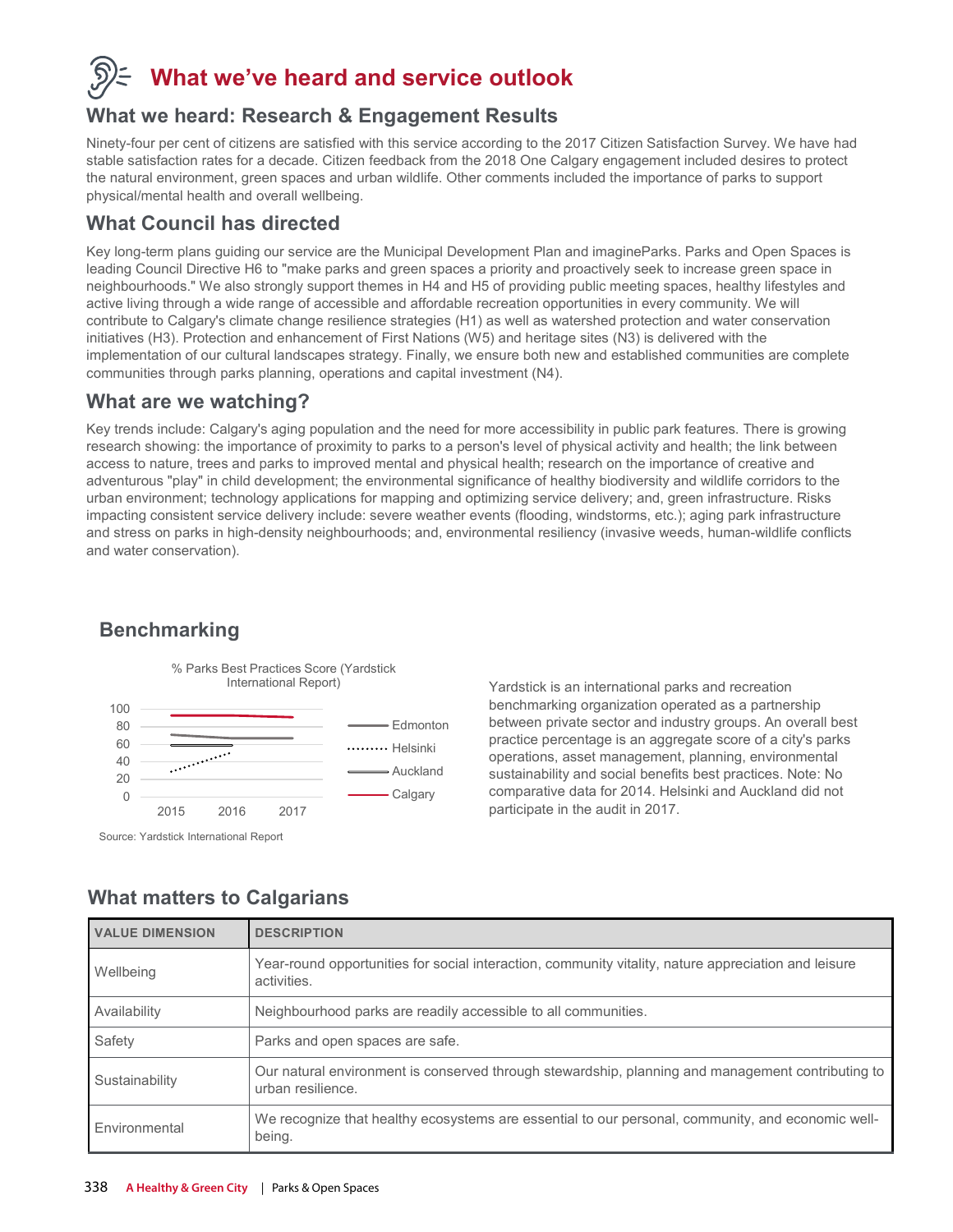# What we've heard and service outlook

## What we heard: Research & Engagement Results

Ninety-four per cent of citizens are satisfied with this service according to the 2017 Citizen Satisfaction Survey. We have had stable satisfaction rates for a decade. Citizen feedback from the 2018 One Calgary engagement included desires to protect the natural environment, green spaces and urban wildlife. Other comments included the importance of parks to support physical/mental health and overall wellbeing.

## What Council has directed

Key long-term plans guiding our service are the Municipal Development Plan and imagineParks. Parks and Open Spaces is leading Council Directive H6 to "make parks and green spaces a priority and proactively seek to increase green space in neighbourhoods." We also strongly support themes in H4 and H5 of providing public meeting spaces, healthy lifestyles and active living through a wide range of accessible and affordable recreation opportunities in every community. We will contribute to Calgary's climate change resilience strategies (H1) as well as watershed protection and water conservation initiatives (H3). Protection and enhancement of First Nations (W5) and heritage sites (N3) is delivered with the implementation of our cultural landscapes strategy. Finally, we ensure both new and established communities are complete communities through parks planning, operations and capital investment (N4).

## What are we watching?

Key trends include: Calgary's aging population and the need for more accessibility in public park features. There is growing research showing: the importance of proximity to parks to a person's level of physical activity and health; the link between access to nature, trees and parks to improved mental and physical health; research on the importance of creative and adventurous "play" in child development; the environmental significance of healthy biodiversity and wildlife corridors to the urban environment; technology applications for mapping and optimizing service delivery; and, green infrastructure. Risks impacting consistent service delivery include: severe weather events (flooding, windstorms, etc.); aging park infrastructure and stress on parks in high-density neighbourhoods; and, environmental resiliency (invasive weeds, human-wildlife conflicts and water conservation).

## Benchmarking

% Parks Best Practices Score (Yardstick International Report)

Legend: Edmonton, Helsinki, Auckland, Calgary (2015–2017)

Source: Yardstick International Report

Yardstick is an international parks and recreation benchmarking organization operated as a partnership between private sector and industry groups. An overall best practice percentage is an aggregate score of a city's parks operations, asset management, planning, environmental sustainability and social benefits best practices. Note: No comparative data for 2014. Helsinki and Auckland did not participate in the audit in 2017.

## What matters to Calgarians

| VALUE DIMENSION | DESCRIPTION |
| --- | --- |
| Wellbeing | Year-round opportunities for social interaction, community vitality, nature appreciation and leisure activities. |
| Availability | Neighbourhood parks are readily accessible to all communities. |
| Safety | Parks and open spaces are safe. |
| Sustainability | Our natural environment is conserved through stewardship, planning and management contributing to urban resilience. |
| Environmental | We recognize that healthy ecosystems are essential to our personal, community, and economic well-being. |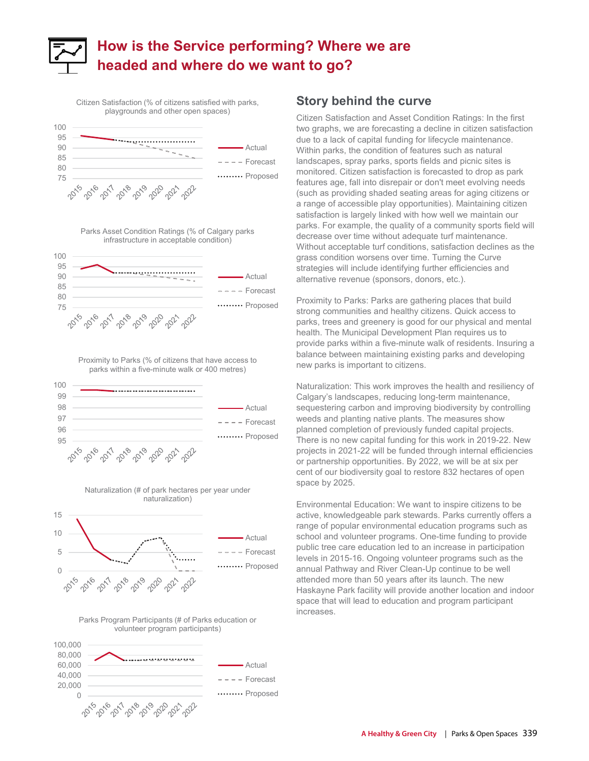# How is the Service performing? Where we are headed and where do we want to go?

Citizen Satisfaction (% of citizens satisfied with parks, playgrounds and other open spaces)

Parks Asset Condition Ratings (% of Calgary parks infrastructure in acceptable condition)

Proximity to Parks (% of citizens that have access to parks within a five-minute walk or 400 metres)

Naturalization (# of park hectares per year under naturalization)

Parks Program Participants (# of Parks education or volunteer program participants)

## Story behind the curve

Citizen Satisfaction and Asset Condition Ratings: In the first two graphs, we are forecasting a decline in citizen satisfaction due to a lack of capital funding for lifecycle maintenance. Within parks, the condition of features such as natural landscapes, spray parks, sports fields and picnic sites is monitored. Citizen satisfaction is forecasted to drop as park features age, fall into disrepair or don't meet evolving needs (such as providing shaded seating areas for aging citizens or a range of accessible play opportunities). Maintaining citizen satisfaction is largely linked with how well we maintain our parks. For example, the quality of a community sports field will decrease over time without adequate turf maintenance. Without acceptable turf conditions, satisfaction declines as the grass condition worsens over time. Turning the Curve strategies will include identifying further efficiencies and alternative revenue (sponsors, donors, etc.).

Proximity to Parks: Parks are gathering places that build strong communities and healthy citizens. Quick access to parks, trees and greenery is good for our physical and mental health. The Municipal Development Plan requires us to provide parks within a five-minute walk of residents. Insuring a balance between maintaining existing parks and developing new parks is important to citizens.

Naturalization: This work improves the health and resiliency of Calgary's landscapes, reducing long-term maintenance, sequestering carbon and improving biodiversity by controlling weeds and planting native plants. The measures show planned completion of previously funded capital projects. There is no new capital funding for this work in 2019-22. New projects in 2021-22 will be funded through internal efficiencies or partnership opportunities. By 2022, we will be at six per cent of our biodiversity goal to restore 832 hectares of open space by 2025.

Environmental Education: We want to inspire citizens to be active, knowledgeable park stewards. Parks currently offers a range of popular environmental education programs such as school and volunteer programs. One-time funding to provide public tree care education led to an increase in participation levels in 2015-16. Ongoing volunteer programs such as the annual Pathway and River Clean-Up continue to be well attended more than 50 years after its launch. The new Haskayne Park facility will provide another location and indoor space that will lead to education and program participant increases.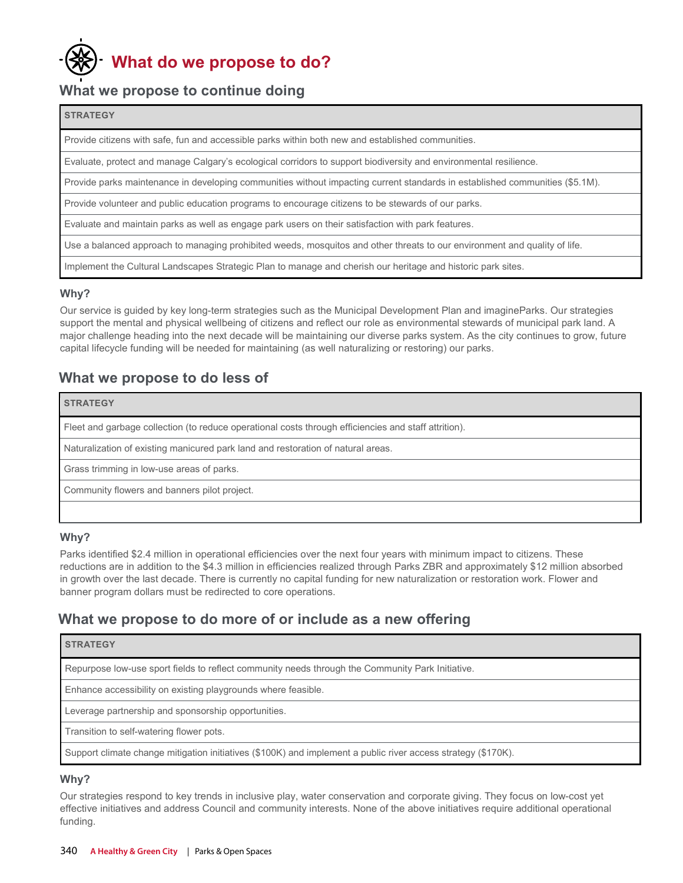# What do we propose to do?

## What we propose to continue doing

| STRATEGY |
|---|
| Provide citizens with safe, fun and accessible parks within both new and established communities. |
| Evaluate, protect and manage Calgary's ecological corridors to support biodiversity and environmental resilience. |
| Provide parks maintenance in developing communities without impacting current standards in established communities ($5.1M). |
| Provide volunteer and public education programs to encourage citizens to be stewards of our parks. |
| Evaluate and maintain parks as well as engage park users on their satisfaction with park features. |
| Use a balanced approach to managing prohibited weeds, mosquitos and other threats to our environment and quality of life. |
| Implement the Cultural Landscapes Strategic Plan to manage and cherish our heritage and historic park sites. |

### Why?

Our service is guided by key long-term strategies such as the Municipal Development Plan and imagineParks. Our strategies support the mental and physical wellbeing of citizens and reflect our role as environmental stewards of municipal park land. A major challenge heading into the next decade will be maintaining our diverse parks system. As the city continues to grow, future capital lifecycle funding will be needed for maintaining (as well naturalizing or restoring) our parks.

## What we propose to do less of

| STRATEGY |
|---|
| Fleet and garbage collection (to reduce operational costs through efficiencies and staff attrition). |
| Naturalization of existing manicured park land and restoration of natural areas. |
| Grass trimming in low-use areas of parks. |
| Community flowers and banners pilot project. |
| |

### Why?

Parks identified $2.4 million in operational efficiencies over the next four years with minimum impact to citizens. These reductions are in addition to the $4.3 million in efficiencies realized through Parks ZBR and approximately $12 million absorbed in growth over the last decade. There is currently no capital funding for new naturalization or restoration work. Flower and banner program dollars must be redirected to core operations.

## What we propose to do more of or include as a new offering

| STRATEGY |
|---|
| Repurpose low-use sport fields to reflect community needs through the Community Park Initiative. |
| Enhance accessibility on existing playgrounds where feasible. |
| Leverage partnership and sponsorship opportunities. |
| Transition to self-watering flower pots. |
| Support climate change mitigation initiatives ($100K) and implement a public river access strategy ($170K). |

### Why?

Our strategies respond to key trends in inclusive play, water conservation and corporate giving. They focus on low-cost yet effective initiatives and address Council and community interests. None of the above initiatives require additional operational funding.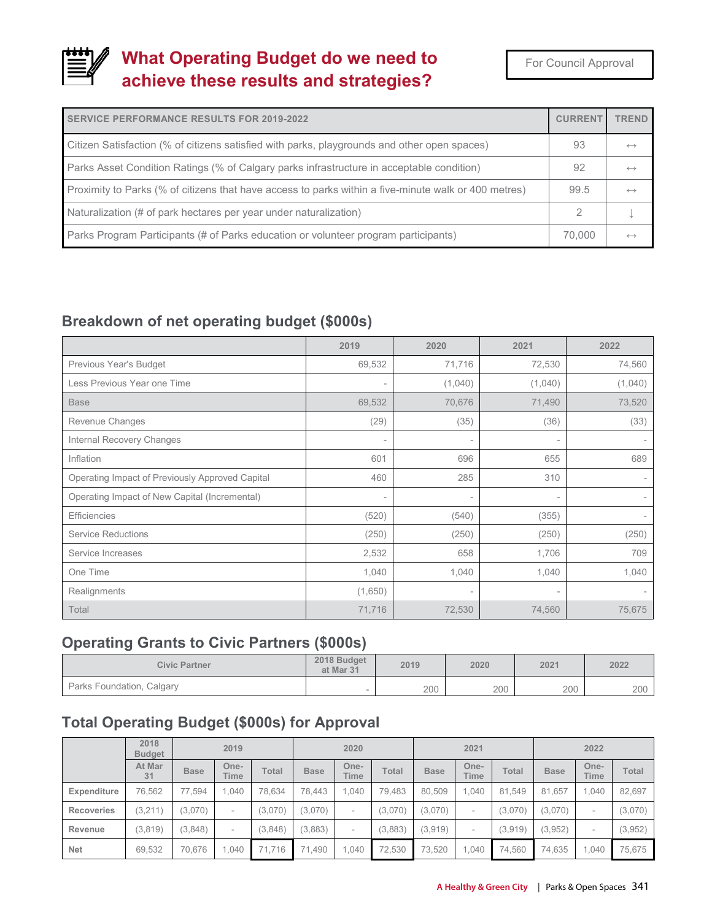## What Operating Budget do we need to achieve these results and strategies?

For Council Approval

| SERVICE PERFORMANCE RESULTS FOR 2019-2022 | CURRENT | TREND |
|---|---|---|
| Citizen Satisfaction (% of citizens satisfied with parks, playgrounds and other open spaces) | 93 | ↔ |
| Parks Asset Condition Ratings (% of Calgary parks infrastructure in acceptable condition) | 92 | ↔ |
| Proximity to Parks (% of citizens that have access to parks within a five-minute walk or 400 metres) | 99.5 | ↔ |
| Naturalization (# of park hectares per year under naturalization) | 2 | ↓ |
| Parks Program Participants (# of Parks education or volunteer program participants) | 70,000 | ↔ |

### Breakdown of net operating budget ($000s)

| | 2019 | 2020 | 2021 | 2022 |
|---|---|---|---|---|
| Previous Year's Budget | 69,532 | 71,716 | 72,530 | 74,560 |
| Less Previous Year one Time | - | (1,040) | (1,040) | (1,040) |
| Base | 69,532 | 70,676 | 71,490 | 73,520 |
| Revenue Changes | (29) | (35) | (36) | (33) |
| Internal Recovery Changes | - | - | - | - |
| Inflation | 601 | 696 | 655 | 689 |
| Operating Impact of Previously Approved Capital | 460 | 285 | 310 | - |
| Operating Impact of New Capital (Incremental) | - | - | - | - |
| Efficiencies | (520) | (540) | (355) | - |
| Service Reductions | (250) | (250) | (250) | (250) |
| Service Increases | 2,532 | 658 | 1,706 | 709 |
| One Time | 1,040 | 1,040 | 1,040 | 1,040 |
| Realignments | (1,650) | - | - | - |
| Total | 71,716 | 72,530 | 74,560 | 75,675 |

### Operating Grants to Civic Partners ($000s)

| Civic Partner | 2018 Budget at Mar 31 | 2019 | 2020 | 2021 | 2022 |
|---|---|---|---|---|---|
| Parks Foundation, Calgary | - | 200 | 200 | 200 | 200 |

### Total Operating Budget ($000s) for Approval

| | 2018 Budget | 2019 | | | 2020 | | | 2021 | | | 2022 | | |
|---|---|---|---|---|---|---|---|---|---|---|---|---|---|
| | At Mar 31 | Base | One-Time | Total | Base | One-Time | Total | Base | One-Time | Total | Base | One-Time | Total |
| **Expenditure** | 76,562 | 77,594 | 1,040 | 78,634 | 78,443 | 1,040 | 79,483 | 80,509 | 1,040 | 81,549 | 81,657 | 1,040 | 82,697 |
| **Recoveries** | (3,211) | (3,070) | - | (3,070) | (3,070) | - | (3,070) | (3,070) | - | (3,070) | (3,070) | - | (3,070) |
| **Revenue** | (3,819) | (3,848) | - | (3,848) | (3,883) | - | (3,883) | (3,919) | - | (3,919) | (3,952) | - | (3,952) |
| **Net** | 69,532 | 70,676 | 1,040 | 71,716 | 71,490 | 1,040 | 72,530 | 73,520 | 1,040 | 74,560 | 74,635 | 1,040 | 75,675 |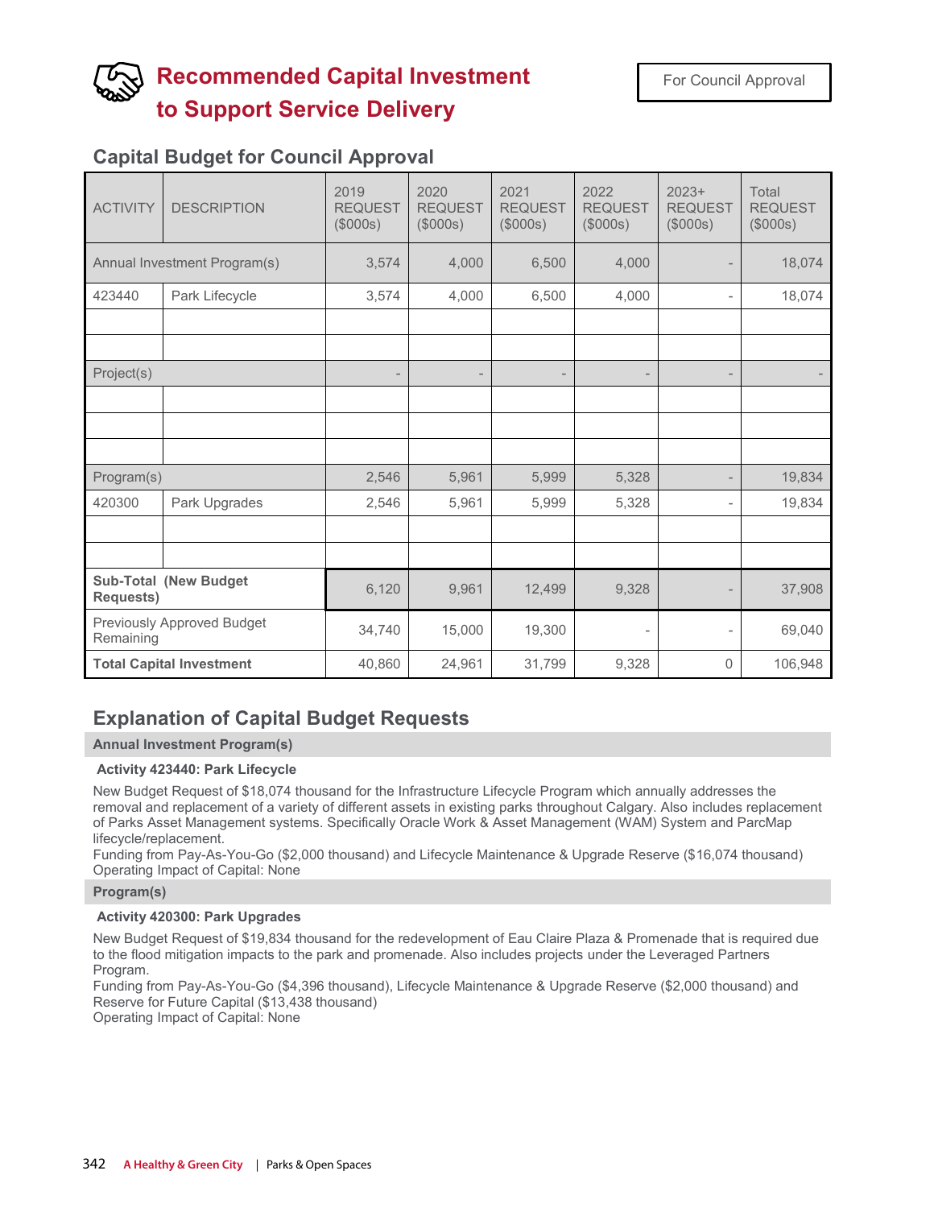# Recommended Capital Investment to Support Service Delivery

For Council Approval

## Capital Budget for Council Approval

| ACTIVITY | DESCRIPTION | 2019 REQUEST ($000s) | 2020 REQUEST ($000s) | 2021 REQUEST ($000s) | 2022 REQUEST ($000s) | 2023+ REQUEST ($000s) | Total REQUEST ($000s) |
|---|---|---|---|---|---|---|---|
| Annual Investment Program(s) | | 3,574 | 4,000 | 6,500 | 4,000 | - | 18,074 |
| 423440 | Park Lifecycle | 3,574 | 4,000 | 6,500 | 4,000 | - | 18,074 |
| | | | | | | | |
| | | | | | | | |
| Project(s) | | - | - | - | - | - | - |
| | | | | | | | |
| | | | | | | | |
| | | | | | | | |
| Program(s) | | 2,546 | 5,961 | 5,999 | 5,328 | - | 19,834 |
| 420300 | Park Upgrades | 2,546 | 5,961 | 5,999 | 5,328 | - | 19,834 |
| | | | | | | | |
| | | | | | | | |
| **Sub-Total (New Budget Requests)** | | 6,120 | 9,961 | 12,499 | 9,328 | - | 37,908 |
| Previously Approved Budget Remaining | | 34,740 | 15,000 | 19,300 | - | - | 69,040 |
| **Total Capital Investment** | | 40,860 | 24,961 | 31,799 | 9,328 | 0 | 106,948 |

## Explanation of Capital Budget Requests

**Annual Investment Program(s)**

**Activity 423440: Park Lifecycle**

New Budget Request of $18,074 thousand for the Infrastructure Lifecycle Program which annually addresses the removal and replacement of a variety of different assets in existing parks throughout Calgary. Also includes replacement of Parks Asset Management systems. Specifically Oracle Work & Asset Management (WAM) System and ParcMap lifecycle/replacement.
Funding from Pay-As-You-Go ($2,000 thousand) and Lifecycle Maintenance & Upgrade Reserve ($16,074 thousand)
Operating Impact of Capital: None

**Program(s)**

**Activity 420300: Park Upgrades**

New Budget Request of $19,834 thousand for the redevelopment of Eau Claire Plaza & Promenade that is required due to the flood mitigation impacts to the park and promenade. Also includes projects under the Leveraged Partners Program.
Funding from Pay-As-You-Go ($4,396 thousand), Lifecycle Maintenance & Upgrade Reserve ($2,000 thousand) and Reserve for Future Capital ($13,438 thousand)
Operating Impact of Capital: None